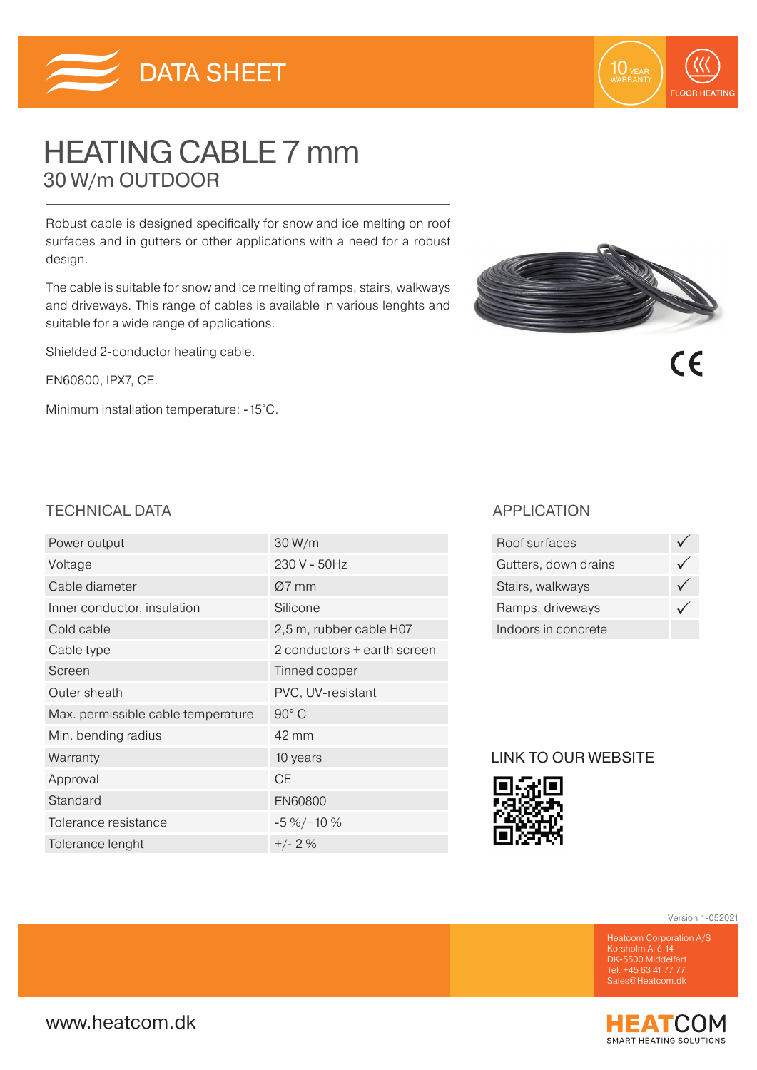DATA SHEET

10 YEAR WARRANTY

FLOOR HEATING

# HEATING CABLE 7 mm

## 30 W/m OUTDOOR

Robust cable is designed specifically for snow and ice melting on roof surfaces and in gutters or other applications with a need for a robust design.

The cable is suitable for snow and ice melting of ramps, stairs, walkways and driveways. This range of cables is available in various lenghts and suitable for a wide range of applications.

Shielded 2-conductor heating cable.

EN60800, IPX7, CE.

Minimum installation temperature: -15˚C.

### TECHNICAL DATA

| | |
|---|---|
| Power output | 30 W/m |
| Voltage | 230 V - 50Hz |
| Cable diameter | Ø7 mm |
| Inner conductor, insulation | Silicone |
| Cold cable | 2,5 m, rubber cable H07 |
| Cable type | 2 conductors + earth screen |
| Screen | Tinned copper |
| Outer sheath | PVC, UV-resistant |
| Max. permissible cable temperature | 90° C |
| Min. bending radius | 42 mm |
| Warranty | 10 years |
| Approval | CE |
| Standard | EN60800 |
| Tolerance resistance | -5 %/+10 % |
| Tolerance lenght | +/- 2 % |

### APPLICATION

| | |
|---|---|
| Roof surfaces | ✓ |
| Gutters, down drains | ✓ |
| Stairs, walkways | ✓ |
| Ramps, driveways | ✓ |
| Indoors in concrete | |

### LINK TO OUR WEBSITE

Version 1-052021

Heatcom Corporation A/S
Korsholm Allé 14
DK-5500 Middelfart
Tel. +45 63 41 77 77
Sales@Heatcom.dk

www.heatcom.dk

HEATCOM SMART HEATING SOLUTIONS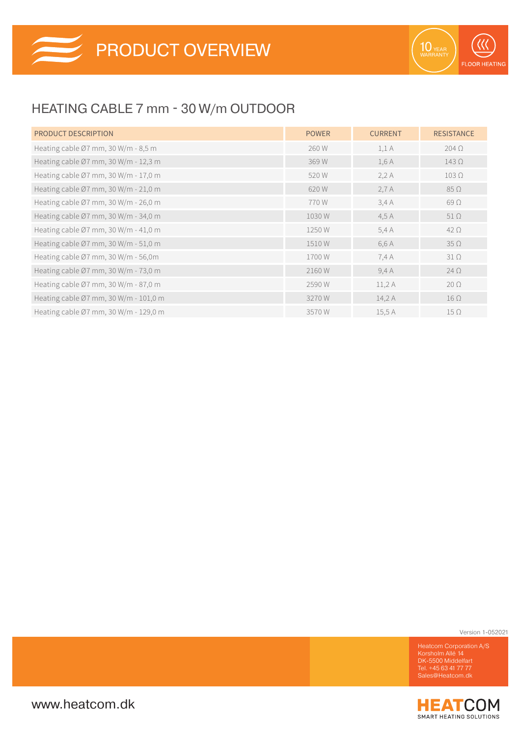# PRODUCT OVERVIEW

10 YEAR WARRANTY

FLOOR HEATING

## HEATING CABLE 7 mm - 30 W/m OUTDOOR

| PRODUCT DESCRIPTION | POWER | CURRENT | RESISTANCE |
|---|---|---|---|
| Heating cable Ø7 mm, 30 W/m - 8,5 m | 260 W | 1,1 A | 204 Ω |
| Heating cable Ø7 mm, 30 W/m - 12,3 m | 369 W | 1,6 A | 143 Ω |
| Heating cable Ø7 mm, 30 W/m - 17,0 m | 520 W | 2,2 A | 103 Ω |
| Heating cable Ø7 mm, 30 W/m - 21,0 m | 620 W | 2,7 A | 85 Ω |
| Heating cable Ø7 mm, 30 W/m - 26,0 m | 770 W | 3,4 A | 69 Ω |
| Heating cable Ø7 mm, 30 W/m - 34,0 m | 1030 W | 4,5 A | 51 Ω |
| Heating cable Ø7 mm, 30 W/m - 41,0 m | 1250 W | 5,4 A | 42 Ω |
| Heating cable Ø7 mm, 30 W/m - 51,0 m | 1510 W | 6,6 A | 35 Ω |
| Heating cable Ø7 mm, 30 W/m - 56,0m | 1700 W | 7,4 A | 31 Ω |
| Heating cable Ø7 mm, 30 W/m - 73,0 m | 2160 W | 9,4 A | 24 Ω |
| Heating cable Ø7 mm, 30 W/m - 87,0 m | 2590 W | 11,2 A | 20 Ω |
| Heating cable Ø7 mm, 30 W/m - 101,0 m | 3270 W | 14,2 A | 16 Ω |
| Heating cable Ø7 mm, 30 W/m - 129,0 m | 3570 W | 15,5 A | 15 Ω |

Version 1-052021

Heatcom Corporation A/S
Korsholm Allé 14
DK-5500 Middelfart
Tel. +45 63 41 77 77
Sales@Heatcom.dk

www.heatcom.dk

HEATCOM
SMART HEATING SOLUTIONS